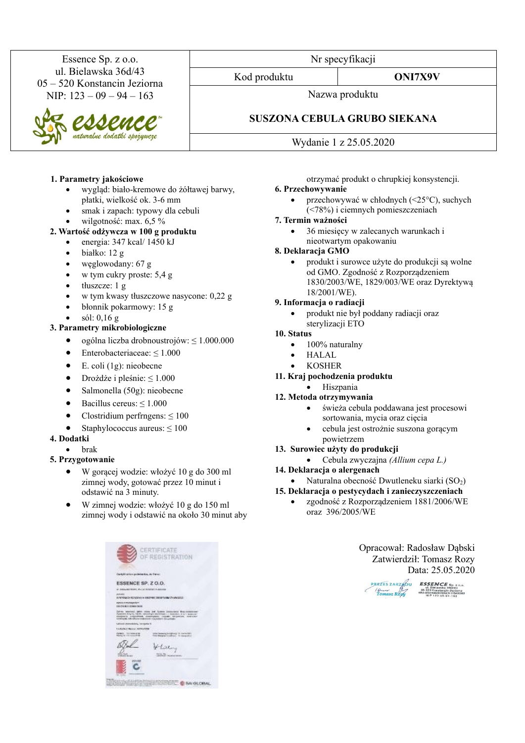| Essence Sp. z o.o.<br>ul. Bielawska 36d/43<br>05 – 520 Konstancin Jeziorna<br>NIP: 123 – 09 – 94 – 163<br>essence naturalne dodatki spożywcze | Nr specyfikacji | |
|---|---|---|
| | Kod produktu | **ONI7X9V** |
| | Nazwa produktu<br>**SUSZONA CEBULA GRUBO SIEKANA** | |
| | Wydanie 1 z 25.05.2020 | |

**1. Parametry jakościowe**
- wygląd: biało-kremowe do żółtawej barwy, płatki, wielkość ok. 3-6 mm
- smak i zapach: typowy dla cebuli
- wilgotność: max. 6,5 %

**2. Wartość odżywcza w 100 g produktu**
- energia: 347 kcal/ 1450 kJ
- białko: 12 g
- węglowodany: 67 g
- w tym cukry proste: 5,4 g
- tłuszcze: 1 g
- w tym kwasy tłuszczowe nasycone: 0,22 g
- błonnik pokarmowy: 15 g
- sól: 0,16 g

**3. Parametry mikrobiologiczne**
- ogólna liczba drobnoustrojów: ≤ 1.000.000
- Enterobacteriaceae: ≤ 1.000
- E. coli (1g): nieobecne
- Drożdże i pleśnie: ≤ 1.000
- Salmonella (50g): nieobecne
- Bacillus cereus: ≤ 1.000
- Clostridium perfrngens: ≤ 100
- Staphylococcus aureus: ≤ 100

**4. Dodatki**
- brak

**5. Przygotowanie**
- W gorącej wodzie: włożyć 10 g do 300 ml zimnej wody, gotować przez 10 minut i odstawić na 3 minuty.
- W zimnej wodzie: włożyć 10 g do 150 ml zimnej wody i odstawić na około 30 minut aby otrzymać produkt o chrupkiej konsystencji.

**6. Przechowywanie**
- przechowywać w chłodnych (<25°C), suchych (<78%) i ciemnych pomieszczeniach

**7. Termin ważności**
- 36 miesięcy w zalecanych warunkach i nieotwartym opakowaniu

**8. Deklaracja GMO**
- produkt i surowce użyte do produkcji są wolne od GMO. Zgodność z Rozporządzeniem 1830/2003/WE, 1829/003/WE oraz Dyrektywą 18/2001/WE).

**9. Informacja o radiacji**
- produkt nie był poddany radiacji oraz sterylizacji ETO

**10. Status**
- 100% naturalny
- HALAL
- KOSHER

**11. Kraj pochodzenia produktu**
- Hiszpania

**12. Metoda otrzymywania**
- świeża cebula poddawana jest procesowi sortowania, mycia oraz cięcia
- cebula jest ostrożnie suszona gorącym powietrzem

**13. Surowiec użyty do produkcji**
- Cebula zwyczajna *(Allium cepa L.)*

**14. Deklaracja o alergenach**
- Naturalna obecność Dwutleneku siarki ($SO_2$)

**15. Deklaracja o pestycydach i zanieczyszczeniach**
- zgodność z Rozporządzeniem 1881/2006/WE oraz 396/2005/WE

Opracował: Radosław Dąbski
Zatwierdził: Tomasz Rozy
Data: 25.05.2020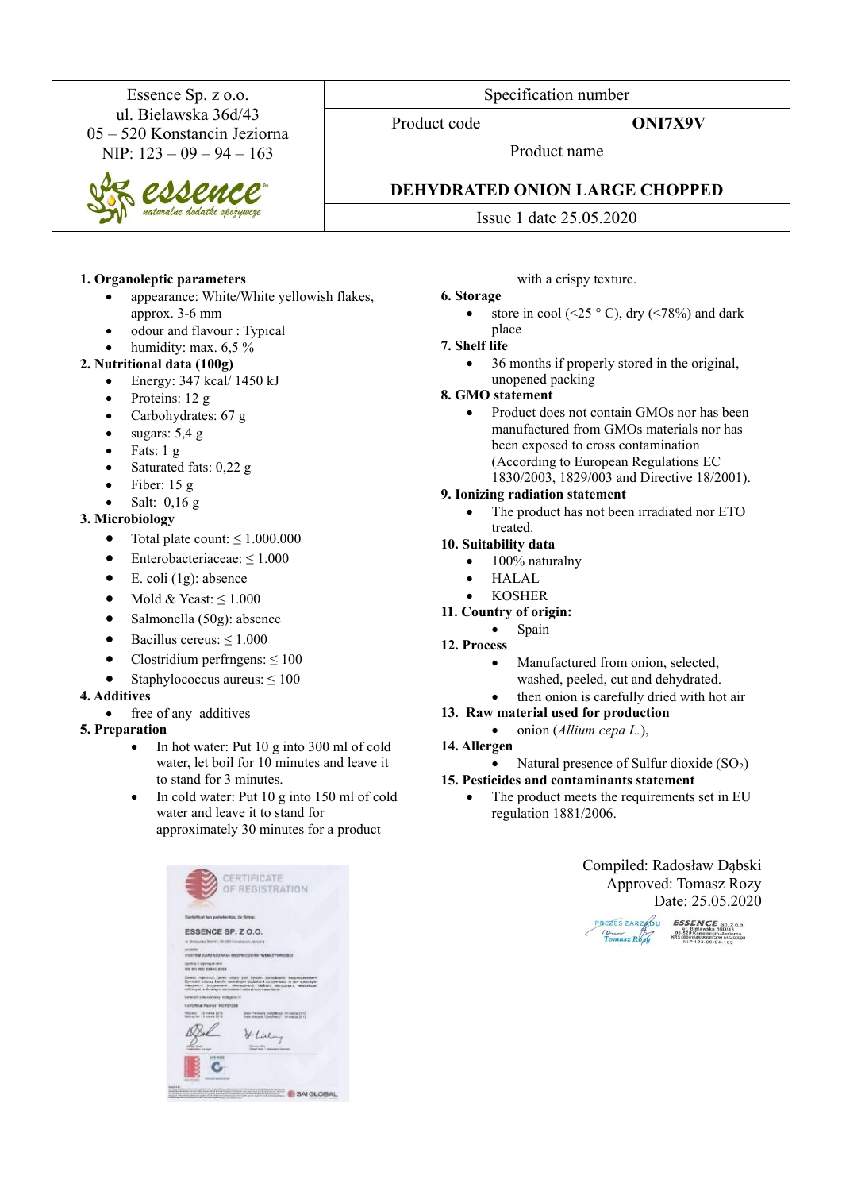| Essence Sp. z o.o.<br>ul. Bielawska 36d/43<br>05 – 520 Konstancin Jeziorna<br>NIP: 123 – 09 – 94 – 163 | Specification number | |
|---|---|---|
| | Product code | **ONI7X9V** |
| | Product name<br><br>**DEHYDRATED ONION LARGE CHOPPED** | |
| | Issue 1 date 25.05.2020 | |

**1. Organoleptic parameters**

- appearance: White/White yellowish flakes, approx. 3-6 mm
- odour and flavour : Typical
- humidity: max. 6,5 %

**2. Nutritional data (100g)**

- Energy: 347 kcal/ 1450 kJ
- Proteins: 12 g
- Carbohydrates: 67 g
- sugars: 5,4 g
- Fats: 1 g
- Saturated fats: 0,22 g
- Fiber: 15 g
- Salt: 0,16 g

**3. Microbiology**

- Total plate count: ≤ 1.000.000
- Enterobacteriaceae: ≤ 1.000
- E. coli (1g): absence
- Mold & Yeast: ≤ 1.000
- Salmonella (50g): absence
- Bacillus cereus: ≤ 1.000
- Clostridium perfrngens: ≤ 100
- Staphylococcus aureus: ≤ 100

**4. Additives**

- free of any additives

**5. Preparation**

- In hot water: Put 10 g into 300 ml of cold water, let boil for 10 minutes and leave it to stand for 3 minutes.
- In cold water: Put 10 g into 150 ml of cold water and leave it to stand for approximately 30 minutes for a product with a crispy texture.

**6. Storage**

- store in cool (<25 ° C), dry (<78%) and dark place

**7. Shelf life**

- 36 months if properly stored in the original, unopened packing

**8. GMO statement**

- Product does not contain GMOs nor has been manufactured from GMOs materials nor has been exposed to cross contamination (According to European Regulations EC 1830/2003, 1829/003 and Directive 18/2001).

**9. Ionizing radiation statement**

- The product has not been irradiated nor ETO treated.

**10. Suitability data**

- 100% naturalny
- HALAL
- KOSHER

**11. Country of origin:**

- Spain

**12. Process**

- Manufactured from onion, selected, washed, peeled, cut and dehydrated.
- then onion is carefully dried with hot air

**13. Raw material used for production**

- onion (*Allium cepa L.*),

**14. Allergen**

- Natural presence of Sulfur dioxide ($SO_2$)

**15. Pesticides and contaminants statement**

- The product meets the requirements set in EU regulation 1881/2006.

Compiled: Radosław Dąbski
Approved: Tomasz Rozy
Date: 25.05.2020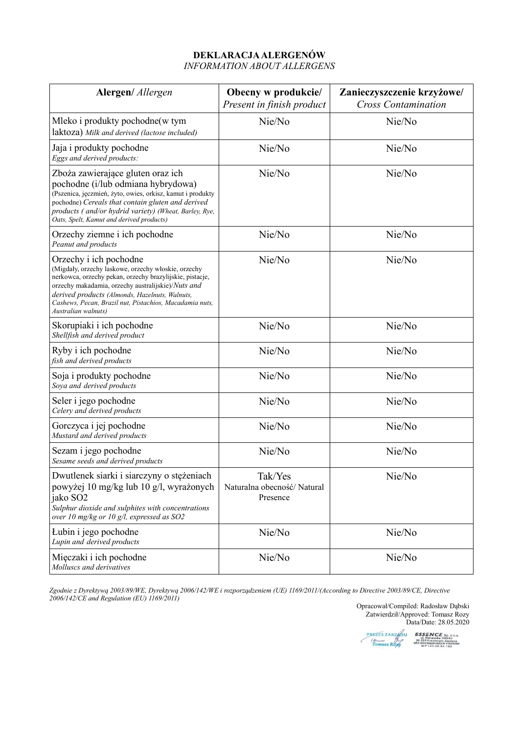**DEKLARACJA ALERGENÓW**
*INFORMATION ABOUT ALLERGENS*

| **Alergen/** *Allergen* | **Obecny w produkcie/** *Present in finish product* | **Zanieczyszczenie krzyżowe/** *Cross Contamination* |
|---|---|---|
| Mleko i produkty pochodne(w tym laktoza) *Milk and derived (lactose included)* | Nie/No | Nie/No |
| Jaja i produkty pochodne *Eggs and derived products:* | Nie/No | Nie/No |
| Zboża zawierające gluten oraz ich pochodne (i/lub odmiana hybrydowa) (Pszenica, jęczmień, żyto, owies, orkisz, kamut i produkty pochodne) *Cereals that contain gluten and derived products ( and/or hydrid variety) (Wheat, Barley, Rye, Oats, Spelt, Kamut and derived products)* | Nie/No | Nie/No |
| Orzechy ziemne i ich pochodne *Peanut and products* | Nie/No | Nie/No |
| Orzechy i ich pochodne (Migdały, orzechy laskowe, orzechy włoskie, orzechy nerkowca, orzechy pekan, orzechy brazylijskie, pistacje, orzechy makadamia, orzechy australijskie)/*Nuts and derived products (Almonds, Hazelnuts, Walnuts, Cashews, Pecan, Brazil nut, Pistachios, Macadamia nuts, Australian walnuts)* | Nie/No | Nie/No |
| Skorupiaki i ich pochodne *Shellfish and derived product* | Nie/No | Nie/No |
| Ryby i ich pochodne *fish and derived products* | Nie/No | Nie/No |
| Soja i produkty pochodne *Soya and derived products* | Nie/No | Nie/No |
| Seler i jego pochodne *Celery and derived products* | Nie/No | Nie/No |
| Gorczyca i jej pochodne *Mustard and derived products* | Nie/No | Nie/No |
| Sezam i jego pochodne *Sesame seeds and derived products* | Nie/No | Nie/No |
| Dwutlenek siarki i siarczyny o stężeniach powyżej 10 mg/kg lub 10 g/l, wyrażonych jako $SO_2$ *Sulphur dioxide and sulphites with concentrations over 10 mg/kg or 10 g/l, expressed as $SO_2$* | Tak/Yes Naturalna obecność/ Natural Presence | Nie/No |
| Łubin i jego pochodne *Lupin and derived products* | Nie/No | Nie/No |
| Mięczaki i ich pochodne *Molluscs and derivatives* | Nie/No | Nie/No |

*Zgodnie z Dyrektywą 2003/89/WE, Dyrektywą 2006/142/WE i rozporządzeniem (UE) 1169/2011/(According to Directive 2003/89/CE, Directive 2006/142/CE and Regulation (EU) 1169/2011)*

Opracował/Compiled: Radosław Dąbski
Zatwierdził/Approved: Tomasz Rozy
Data/Date: 28.05.2020

PREZES ZARZĄDU
Tomasz Rozy

ESSENCE Sp. z o.o.